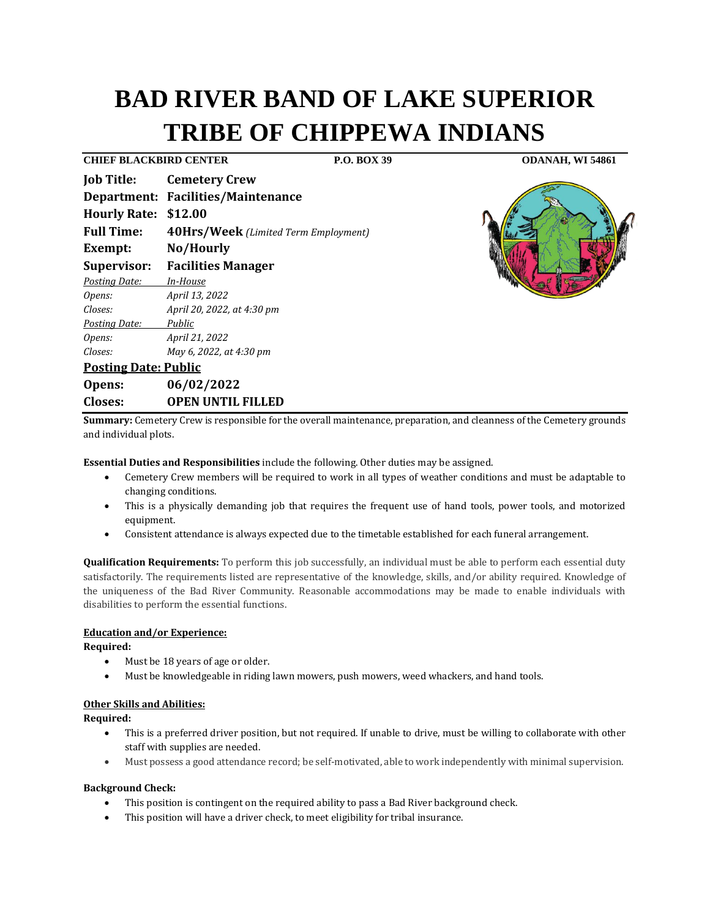# BAD RIVER BAND OF LAKE SUPERIOR TRIBE OF CHIPPEWA INDIANS

**CHIEF BLACKBIRD CENTER** **P.O. BOX 39** **ODANAH, WI 54861**

| | |
|---|---|
| **Job Title:** | **Cemetery Crew** |
| **Department:** | **Facilities/Maintenance** |
| **Hourly Rate:** | **$12.00** |
| **Full Time:** | **40Hrs/Week** *(Limited Term Employment)* |
| **Exempt:** | **No/Hourly** |
| **Supervisor:** | **Facilities Manager** |
| *Posting Date:* | *In-House* |
| *Opens:* | *April 13, 2022* |
| *Closes:* | *April 20, 2022, at 4:30 pm* |
| *Posting Date:* | *Public* |
| *Opens:* | *April 21, 2022* |
| *Closes:* | *May 6, 2022, at 4:30 pm* |

**Posting Date: Public**

| | |
|---|---|
| **Opens:** | **06/02/2022** |
| **Closes:** | **OPEN UNTIL FILLED** |

**Summary:** Cemetery Crew is responsible for the overall maintenance, preparation, and cleanness of the Cemetery grounds and individual plots.

**Essential Duties and Responsibilities** include the following. Other duties may be assigned.

- Cemetery Crew members will be required to work in all types of weather conditions and must be adaptable to changing conditions.
- This is a physically demanding job that requires the frequent use of hand tools, power tools, and motorized equipment.
- Consistent attendance is always expected due to the timetable established for each funeral arrangement.

**Qualification Requirements:** To perform this job successfully, an individual must be able to perform each essential duty satisfactorily. The requirements listed are representative of the knowledge, skills, and/or ability required. Knowledge of the uniqueness of the Bad River Community. Reasonable accommodations may be made to enable individuals with disabilities to perform the essential functions.

**Education and/or Experience:**

**Required:**

- Must be 18 years of age or older.
- Must be knowledgeable in riding lawn mowers, push mowers, weed whackers, and hand tools.

**Other Skills and Abilities:**

**Required:**

- This is a preferred driver position, but not required. If unable to drive, must be willing to collaborate with other staff with supplies are needed.
- Must possess a good attendance record; be self-motivated, able to work independently with minimal supervision.

**Background Check:**

- This position is contingent on the required ability to pass a Bad River background check.
- This position will have a driver check, to meet eligibility for tribal insurance.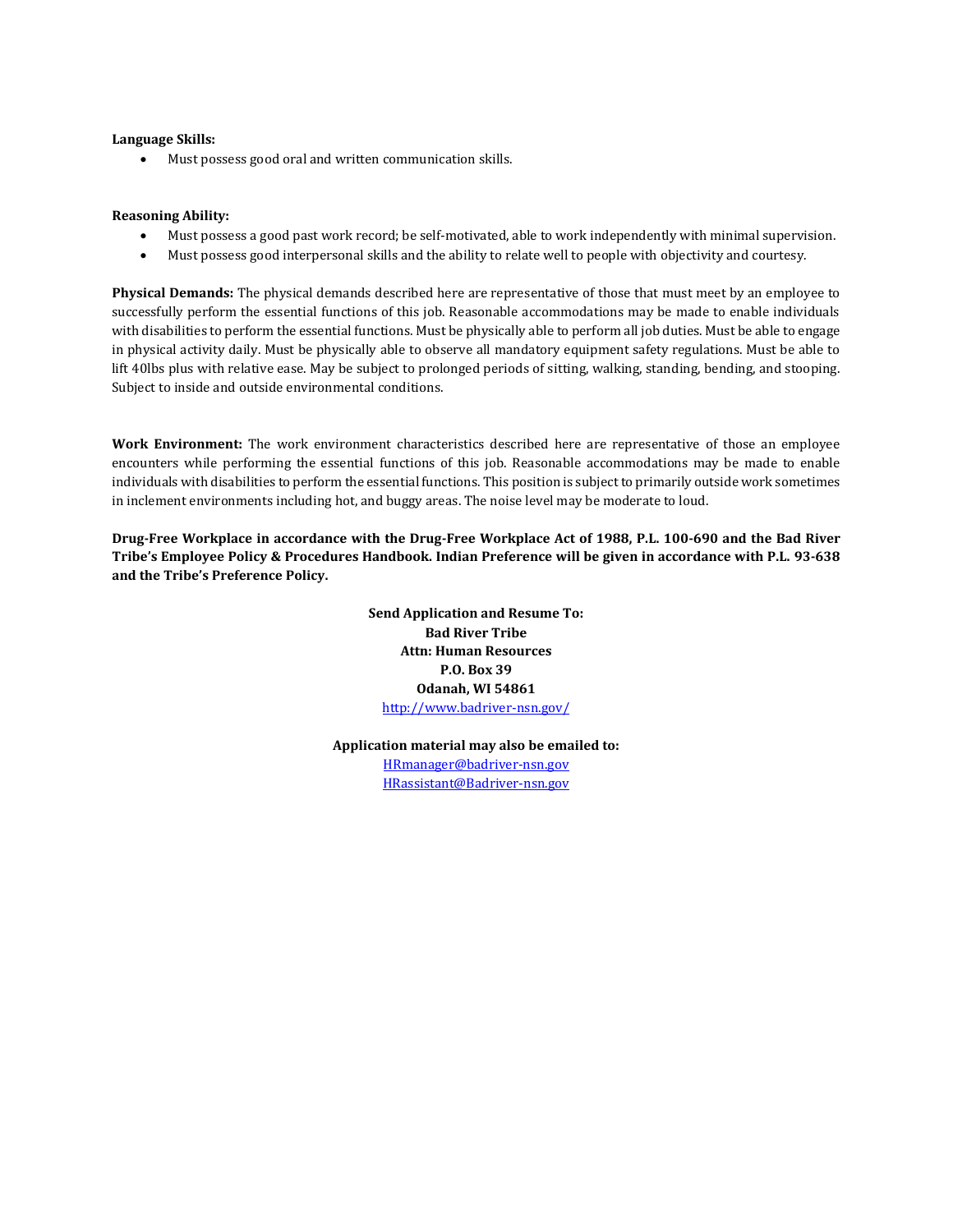**Language Skills:**

- Must possess good oral and written communication skills.

**Reasoning Ability:**

- Must possess a good past work record; be self-motivated, able to work independently with minimal supervision.
- Must possess good interpersonal skills and the ability to relate well to people with objectivity and courtesy.

**Physical Demands:** The physical demands described here are representative of those that must meet by an employee to successfully perform the essential functions of this job. Reasonable accommodations may be made to enable individuals with disabilities to perform the essential functions. Must be physically able to perform all job duties. Must be able to engage in physical activity daily. Must be physically able to observe all mandatory equipment safety regulations. Must be able to lift 40lbs plus with relative ease. May be subject to prolonged periods of sitting, walking, standing, bending, and stooping. Subject to inside and outside environmental conditions.

**Work Environment:** The work environment characteristics described here are representative of those an employee encounters while performing the essential functions of this job. Reasonable accommodations may be made to enable individuals with disabilities to perform the essential functions. This position is subject to primarily outside work sometimes in inclement environments including hot, and buggy areas. The noise level may be moderate to loud.

**Drug-Free Workplace in accordance with the Drug-Free Workplace Act of 1988, P.L. 100-690 and the Bad River Tribe's Employee Policy & Procedures Handbook. Indian Preference will be given in accordance with P.L. 93-638 and the Tribe's Preference Policy.**

**Send Application and Resume To:**
**Bad River Tribe**
**Attn: Human Resources**
**P.O. Box 39**
**Odanah, WI 54861**
http://www.badriver-nsn.gov/

**Application material may also be emailed to:**
HRmanager@badriver-nsn.gov
HRassistant@Badriver-nsn.gov